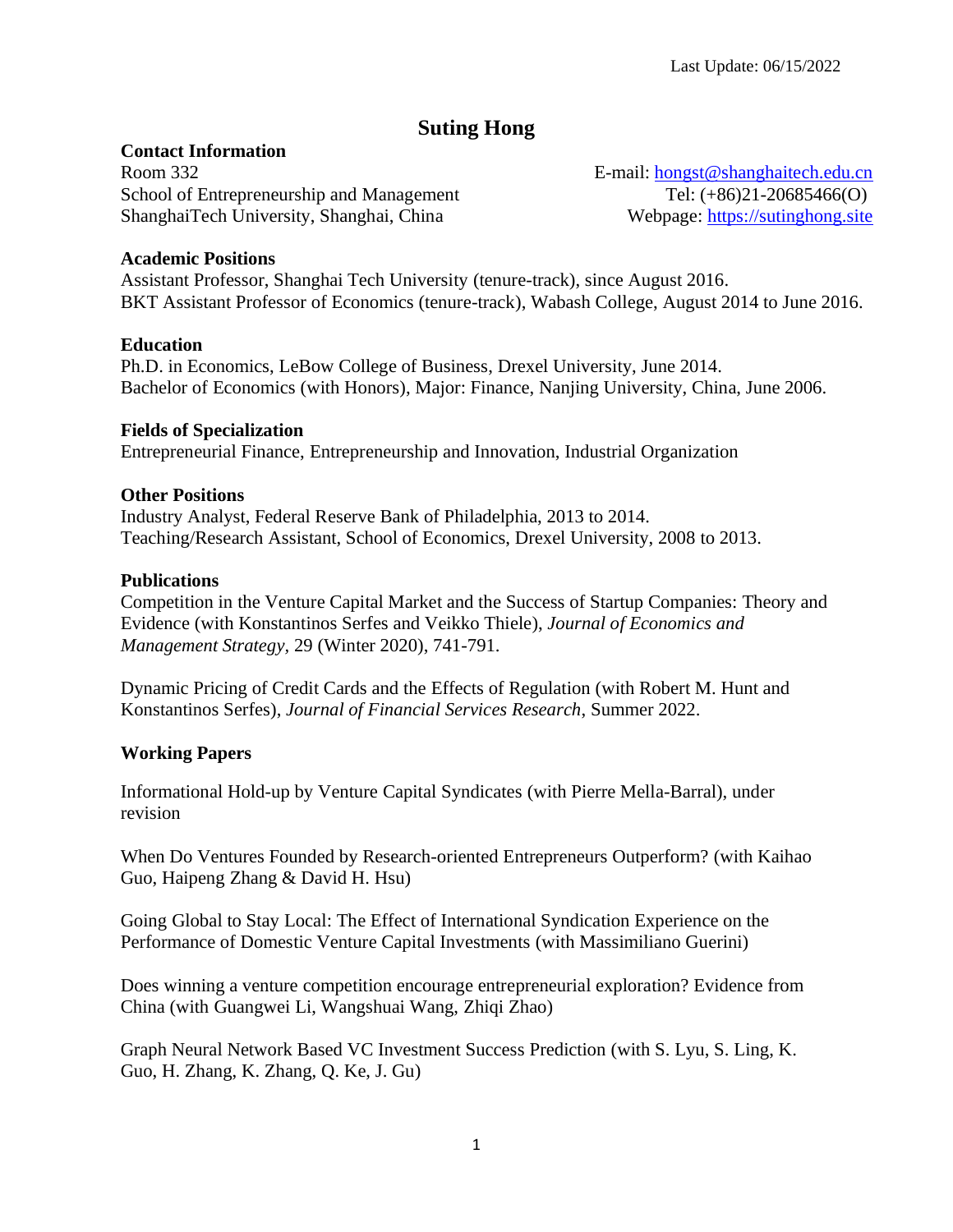Last Update: 06/15/2022

# Suting Hong

## Contact Information

Room 332
School of Entrepreneurship and Management
ShanghaiTech University, Shanghai, China

E-mail: [hongst@shanghaitech.edu.cn](mailto:hongst@shanghaitech.edu.cn)
Tel: (+86)21-20685466(O)
Webpage: [https://sutinghong.site](https://sutinghong.site)

## Academic Positions

Assistant Professor, Shanghai Tech University (tenure-track), since August 2016.
BKT Assistant Professor of Economics (tenure-track), Wabash College, August 2014 to June 2016.

## Education

Ph.D. in Economics, LeBow College of Business, Drexel University, June 2014.
Bachelor of Economics (with Honors), Major: Finance, Nanjing University, China, June 2006.

## Fields of Specialization

Entrepreneurial Finance, Entrepreneurship and Innovation, Industrial Organization

## Other Positions

Industry Analyst, Federal Reserve Bank of Philadelphia, 2013 to 2014.
Teaching/Research Assistant, School of Economics, Drexel University, 2008 to 2013.

## Publications

Competition in the Venture Capital Market and the Success of Startup Companies: Theory and Evidence (with Konstantinos Serfes and Veikko Thiele), *Journal of Economics and Management Strategy*, 29 (Winter 2020), 741-791.

Dynamic Pricing of Credit Cards and the Effects of Regulation (with Robert M. Hunt and Konstantinos Serfes), *Journal of Financial Services Research*, Summer 2022.

## Working Papers

Informational Hold-up by Venture Capital Syndicates (with Pierre Mella-Barral), under revision

When Do Ventures Founded by Research-oriented Entrepreneurs Outperform? (with Kaihao Guo, Haipeng Zhang & David H. Hsu)

Going Global to Stay Local: The Effect of International Syndication Experience on the Performance of Domestic Venture Capital Investments (with Massimiliano Guerini)

Does winning a venture competition encourage entrepreneurial exploration? Evidence from China (with Guangwei Li, Wangshuai Wang, Zhiqi Zhao)

Graph Neural Network Based VC Investment Success Prediction (with S. Lyu, S. Ling, K. Guo, H. Zhang, K. Zhang, Q. Ke, J. Gu)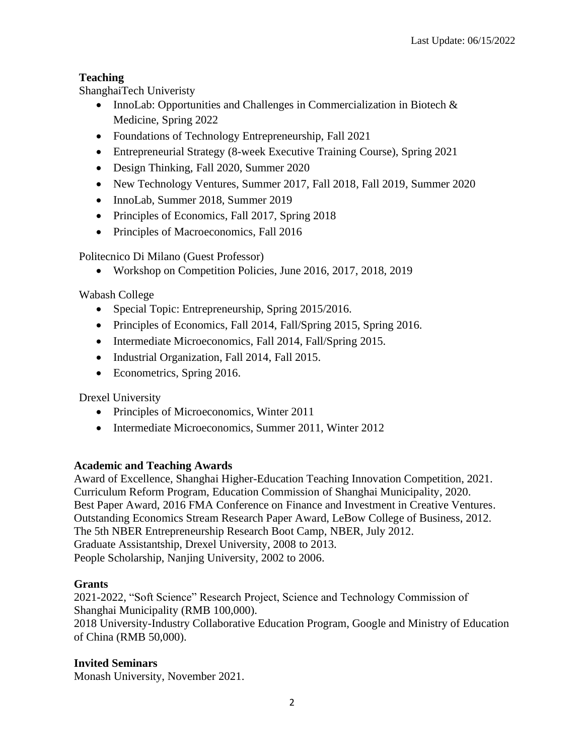## Teaching

ShanghaiTech Univeristy

- InnoLab: Opportunities and Challenges in Commercialization in Biotech & Medicine, Spring 2022
- Foundations of Technology Entrepreneurship, Fall 2021
- Entrepreneurial Strategy (8-week Executive Training Course), Spring 2021
- Design Thinking, Fall 2020, Summer 2020
- New Technology Ventures, Summer 2017, Fall 2018, Fall 2019, Summer 2020
- InnoLab, Summer 2018, Summer 2019
- Principles of Economics, Fall 2017, Spring 2018
- Principles of Macroeconomics, Fall 2016

Politecnico Di Milano (Guest Professor)

- Workshop on Competition Policies, June 2016, 2017, 2018, 2019

Wabash College

- Special Topic: Entrepreneurship, Spring 2015/2016.
- Principles of Economics, Fall 2014, Fall/Spring 2015, Spring 2016.
- Intermediate Microeconomics, Fall 2014, Fall/Spring 2015.
- Industrial Organization, Fall 2014, Fall 2015.
- Econometrics, Spring 2016.

Drexel University

- Principles of Microeconomics, Winter 2011
- Intermediate Microeconomics, Summer 2011, Winter 2012

## Academic and Teaching Awards

Award of Excellence, Shanghai Higher-Education Teaching Innovation Competition, 2021.
Curriculum Reform Program, Education Commission of Shanghai Municipality, 2020.
Best Paper Award, 2016 FMA Conference on Finance and Investment in Creative Ventures.
Outstanding Economics Stream Research Paper Award, LeBow College of Business, 2012.
The 5th NBER Entrepreneurship Research Boot Camp, NBER, July 2012.
Graduate Assistantship, Drexel University, 2008 to 2013.
People Scholarship, Nanjing University, 2002 to 2006.

## Grants

2021-2022, "Soft Science" Research Project, Science and Technology Commission of Shanghai Municipality (RMB 100,000).
2018 University-Industry Collaborative Education Program, Google and Ministry of Education of China (RMB 50,000).

## Invited Seminars

Monash University, November 2021.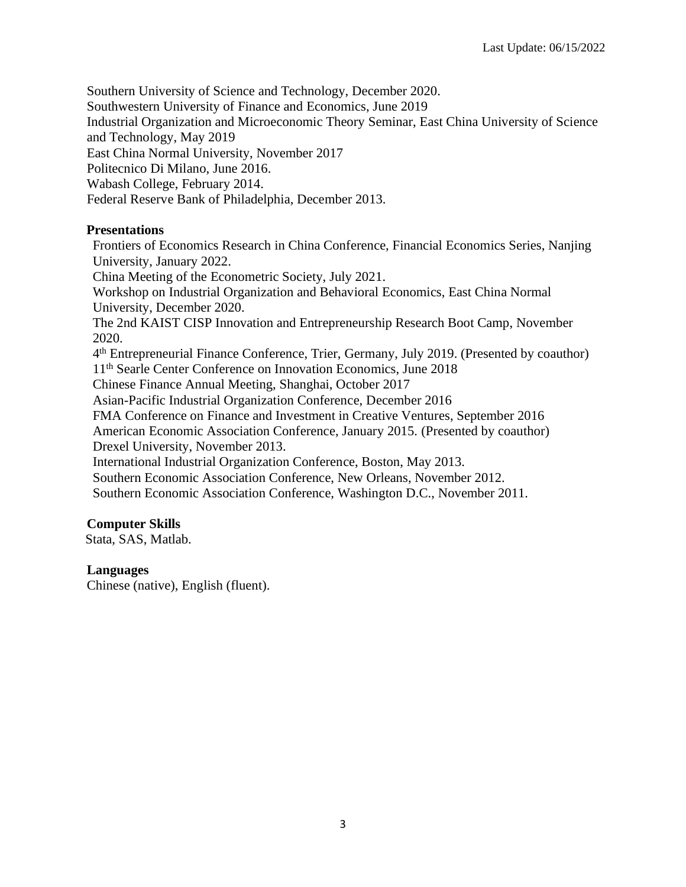Southern University of Science and Technology, December 2020.
Southwestern University of Finance and Economics, June 2019
Industrial Organization and Microeconomic Theory Seminar, East China University of Science and Technology, May 2019
East China Normal University, November 2017
Politecnico Di Milano, June 2016.
Wabash College, February 2014.
Federal Reserve Bank of Philadelphia, December 2013.

**Presentations**

Frontiers of Economics Research in China Conference, Financial Economics Series, Nanjing University, January 2022.
China Meeting of the Econometric Society, July 2021.
Workshop on Industrial Organization and Behavioral Economics, East China Normal University, December 2020.
The 2nd KAIST CISP Innovation and Entrepreneurship Research Boot Camp, November 2020.
4th Entrepreneurial Finance Conference, Trier, Germany, July 2019. (Presented by coauthor)
11th Searle Center Conference on Innovation Economics, June 2018
Chinese Finance Annual Meeting, Shanghai, October 2017
Asian-Pacific Industrial Organization Conference, December 2016
FMA Conference on Finance and Investment in Creative Ventures, September 2016
American Economic Association Conference, January 2015. (Presented by coauthor)
Drexel University, November 2013.
International Industrial Organization Conference, Boston, May 2013.
Southern Economic Association Conference, New Orleans, November 2012.
Southern Economic Association Conference, Washington D.C., November 2011.

**Computer Skills**

Stata, SAS, Matlab.

**Languages**

Chinese (native), English (fluent).